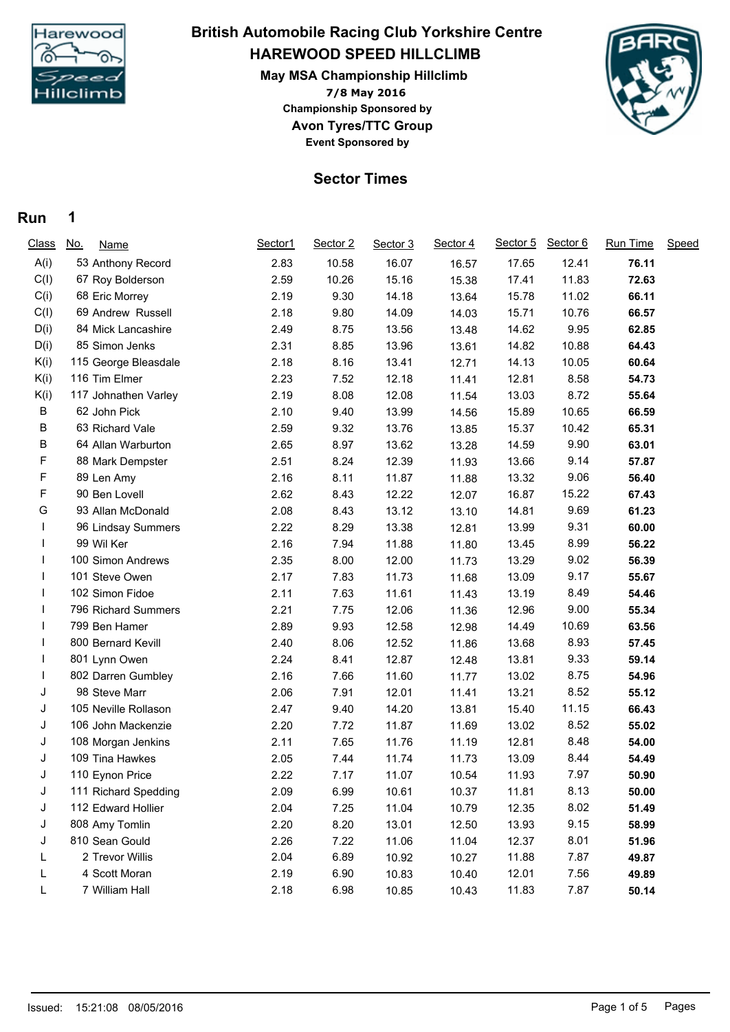# British Automobile Racing Club Yorkshire Centre

## HAREWOOD SPEED HILLCLIMB

### May MSA Championship Hillclimb

**7/8 May 2016**

**Championship Sponsored by**

**Avon Tyres/TTC Group**

**Event Sponsored by**

## Sector Times

### Run 1

| Class | No. | Name | Sector1 | Sector 2 | Sector 3 | Sector 4 | Sector 5 | Sector 6 | Run Time | Speed |
|---|---|---|---|---|---|---|---|---|---|---|
| A(i) | 53 | Anthony Record | 2.83 | 10.58 | 16.07 | 16.57 | 17.65 | 12.41 | **76.11** | |
| C(I) | 67 | Roy Bolderson | 2.59 | 10.26 | 15.16 | 15.38 | 17.41 | 11.83 | **72.63** | |
| C(i) | 68 | Eric Morrey | 2.19 | 9.30 | 14.18 | 13.64 | 15.78 | 11.02 | **66.11** | |
| C(I) | 69 | Andrew Russell | 2.18 | 9.80 | 14.09 | 14.03 | 15.71 | 10.76 | **66.57** | |
| D(i) | 84 | Mick Lancashire | 2.49 | 8.75 | 13.56 | 13.48 | 14.62 | 9.95 | **62.85** | |
| D(i) | 85 | Simon Jenks | 2.31 | 8.85 | 13.96 | 13.61 | 14.82 | 10.88 | **64.43** | |
| K(i) | 115 | George Bleasdale | 2.18 | 8.16 | 13.41 | 12.71 | 14.13 | 10.05 | **60.64** | |
| K(i) | 116 | Tim Elmer | 2.23 | 7.52 | 12.18 | 11.41 | 12.81 | 8.58 | **54.73** | |
| K(i) | 117 | Johnathen Varley | 2.19 | 8.08 | 12.08 | 11.54 | 13.03 | 8.72 | **55.64** | |
| B | 62 | John Pick | 2.10 | 9.40 | 13.99 | 14.56 | 15.89 | 10.65 | **66.59** | |
| B | 63 | Richard Vale | 2.59 | 9.32 | 13.76 | 13.85 | 15.37 | 10.42 | **65.31** | |
| B | 64 | Allan Warburton | 2.65 | 8.97 | 13.62 | 13.28 | 14.59 | 9.90 | **63.01** | |
| F | 88 | Mark Dempster | 2.51 | 8.24 | 12.39 | 11.93 | 13.66 | 9.14 | **57.87** | |
| F | 89 | Len Amy | 2.16 | 8.11 | 11.87 | 11.88 | 13.32 | 9.06 | **56.40** | |
| F | 90 | Ben Lovell | 2.62 | 8.43 | 12.22 | 12.07 | 16.87 | 15.22 | **67.43** | |
| G | 93 | Allan McDonald | 2.08 | 8.43 | 13.12 | 13.10 | 14.81 | 9.69 | **61.23** | |
| I | 96 | Lindsay Summers | 2.22 | 8.29 | 13.38 | 12.81 | 13.99 | 9.31 | **60.00** | |
| I | 99 | Wil Ker | 2.16 | 7.94 | 11.88 | 11.80 | 13.45 | 8.99 | **56.22** | |
| I | 100 | Simon Andrews | 2.35 | 8.00 | 12.00 | 11.73 | 13.29 | 9.02 | **56.39** | |
| I | 101 | Steve Owen | 2.17 | 7.83 | 11.73 | 11.68 | 13.09 | 9.17 | **55.67** | |
| I | 102 | Simon Fidoe | 2.11 | 7.63 | 11.61 | 11.43 | 13.19 | 8.49 | **54.46** | |
| I | 796 | Richard Summers | 2.21 | 7.75 | 12.06 | 11.36 | 12.96 | 9.00 | **55.34** | |
| I | 799 | Ben Hamer | 2.89 | 9.93 | 12.58 | 12.98 | 14.49 | 10.69 | **63.56** | |
| I | 800 | Bernard Kevill | 2.40 | 8.06 | 12.52 | 11.86 | 13.68 | 8.93 | **57.45** | |
| I | 801 | Lynn Owen | 2.24 | 8.41 | 12.87 | 12.48 | 13.81 | 9.33 | **59.14** | |
| I | 802 | Darren Gumbley | 2.16 | 7.66 | 11.60 | 11.77 | 13.02 | 8.75 | **54.96** | |
| J | 98 | Steve Marr | 2.06 | 7.91 | 12.01 | 11.41 | 13.21 | 8.52 | **55.12** | |
| J | 105 | Neville Rollason | 2.47 | 9.40 | 14.20 | 13.81 | 15.40 | 11.15 | **66.43** | |
| J | 106 | John Mackenzie | 2.20 | 7.72 | 11.87 | 11.69 | 13.02 | 8.52 | **55.02** | |
| J | 108 | Morgan Jenkins | 2.11 | 7.65 | 11.76 | 11.19 | 12.81 | 8.48 | **54.00** | |
| J | 109 | Tina Hawkes | 2.05 | 7.44 | 11.74 | 11.73 | 13.09 | 8.44 | **54.49** | |
| J | 110 | Eynon Price | 2.22 | 7.17 | 11.07 | 10.54 | 11.93 | 7.97 | **50.90** | |
| J | 111 | Richard Spedding | 2.09 | 6.99 | 10.61 | 10.37 | 11.81 | 8.13 | **50.00** | |
| J | 112 | Edward Hollier | 2.04 | 7.25 | 11.04 | 10.79 | 12.35 | 8.02 | **51.49** | |
| J | 808 | Amy Tomlin | 2.20 | 8.20 | 13.01 | 12.50 | 13.93 | 9.15 | **58.99** | |
| J | 810 | Sean Gould | 2.26 | 7.22 | 11.06 | 11.04 | 12.37 | 8.01 | **51.96** | |
| L | 2 | Trevor Willis | 2.04 | 6.89 | 10.92 | 10.27 | 11.88 | 7.87 | **49.87** | |
| L | 4 | Scott Moran | 2.19 | 6.90 | 10.83 | 10.40 | 12.01 | 7.56 | **49.89** | |
| L | 7 | William Hall | 2.18 | 6.98 | 10.85 | 10.43 | 11.83 | 7.87 | **50.14** | |

Issued: 15:21:08 08/05/2016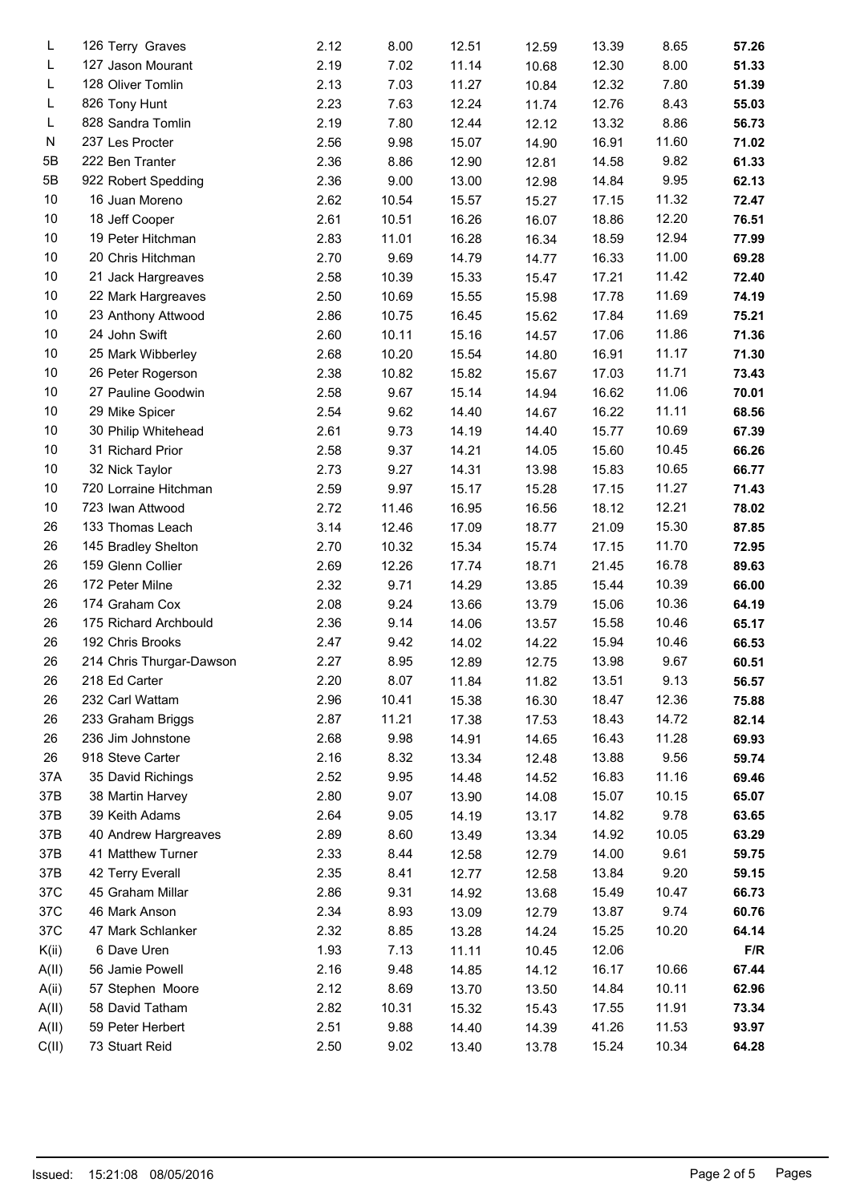| | | | | | | | | |
|---|---|---|---|---|---|---|---|---|
| L | 126 Terry Graves | 2.12 | 8.00 | 12.51 | 12.59 | 13.39 | 8.65 | **57.26** |
| L | 127 Jason Mourant | 2.19 | 7.02 | 11.14 | 10.68 | 12.30 | 8.00 | **51.33** |
| L | 128 Oliver Tomlin | 2.13 | 7.03 | 11.27 | 10.84 | 12.32 | 7.80 | **51.39** |
| L | 826 Tony Hunt | 2.23 | 7.63 | 12.24 | 11.74 | 12.76 | 8.43 | **55.03** |
| L | 828 Sandra Tomlin | 2.19 | 7.80 | 12.44 | 12.12 | 13.32 | 8.86 | **56.73** |
| N | 237 Les Procter | 2.56 | 9.98 | 15.07 | 14.90 | 16.91 | 11.60 | **71.02** |
| 5B | 222 Ben Tranter | 2.36 | 8.86 | 12.90 | 12.81 | 14.58 | 9.82 | **61.33** |
| 5B | 922 Robert Spedding | 2.36 | 9.00 | 13.00 | 12.98 | 14.84 | 9.95 | **62.13** |
| 10 | 16 Juan Moreno | 2.62 | 10.54 | 15.57 | 15.27 | 17.15 | 11.32 | **72.47** |
| 10 | 18 Jeff Cooper | 2.61 | 10.51 | 16.26 | 16.07 | 18.86 | 12.20 | **76.51** |
| 10 | 19 Peter Hitchman | 2.83 | 11.01 | 16.28 | 16.34 | 18.59 | 12.94 | **77.99** |
| 10 | 20 Chris Hitchman | 2.70 | 9.69 | 14.79 | 14.77 | 16.33 | 11.00 | **69.28** |
| 10 | 21 Jack Hargreaves | 2.58 | 10.39 | 15.33 | 15.47 | 17.21 | 11.42 | **72.40** |
| 10 | 22 Mark Hargreaves | 2.50 | 10.69 | 15.55 | 15.98 | 17.78 | 11.69 | **74.19** |
| 10 | 23 Anthony Attwood | 2.86 | 10.75 | 16.45 | 15.62 | 17.84 | 11.69 | **75.21** |
| 10 | 24 John Swift | 2.60 | 10.11 | 15.16 | 14.57 | 17.06 | 11.86 | **71.36** |
| 10 | 25 Mark Wibberley | 2.68 | 10.20 | 15.54 | 14.80 | 16.91 | 11.17 | **71.30** |
| 10 | 26 Peter Rogerson | 2.38 | 10.82 | 15.82 | 15.67 | 17.03 | 11.71 | **73.43** |
| 10 | 27 Pauline Goodwin | 2.58 | 9.67 | 15.14 | 14.94 | 16.62 | 11.06 | **70.01** |
| 10 | 29 Mike Spicer | 2.54 | 9.62 | 14.40 | 14.67 | 16.22 | 11.11 | **68.56** |
| 10 | 30 Philip Whitehead | 2.61 | 9.73 | 14.19 | 14.40 | 15.77 | 10.69 | **67.39** |
| 10 | 31 Richard Prior | 2.58 | 9.37 | 14.21 | 14.05 | 15.60 | 10.45 | **66.26** |
| 10 | 32 Nick Taylor | 2.73 | 9.27 | 14.31 | 13.98 | 15.83 | 10.65 | **66.77** |
| 10 | 720 Lorraine Hitchman | 2.59 | 9.97 | 15.17 | 15.28 | 17.15 | 11.27 | **71.43** |
| 10 | 723 Iwan Attwood | 2.72 | 11.46 | 16.95 | 16.56 | 18.12 | 12.21 | **78.02** |
| 26 | 133 Thomas Leach | 3.14 | 12.46 | 17.09 | 18.77 | 21.09 | 15.30 | **87.85** |
| 26 | 145 Bradley Shelton | 2.70 | 10.32 | 15.34 | 15.74 | 17.15 | 11.70 | **72.95** |
| 26 | 159 Glenn Collier | 2.69 | 12.26 | 17.74 | 18.71 | 21.45 | 16.78 | **89.63** |
| 26 | 172 Peter Milne | 2.32 | 9.71 | 14.29 | 13.85 | 15.44 | 10.39 | **66.00** |
| 26 | 174 Graham Cox | 2.08 | 9.24 | 13.66 | 13.79 | 15.06 | 10.36 | **64.19** |
| 26 | 175 Richard Archbould | 2.36 | 9.14 | 14.06 | 13.57 | 15.58 | 10.46 | **65.17** |
| 26 | 192 Chris Brooks | 2.47 | 9.42 | 14.02 | 14.22 | 15.94 | 10.46 | **66.53** |
| 26 | 214 Chris Thurgar-Dawson | 2.27 | 8.95 | 12.89 | 12.75 | 13.98 | 9.67 | **60.51** |
| 26 | 218 Ed Carter | 2.20 | 8.07 | 11.84 | 11.82 | 13.51 | 9.13 | **56.57** |
| 26 | 232 Carl Wattam | 2.96 | 10.41 | 15.38 | 16.30 | 18.47 | 12.36 | **75.88** |
| 26 | 233 Graham Briggs | 2.87 | 11.21 | 17.38 | 17.53 | 18.43 | 14.72 | **82.14** |
| 26 | 236 Jim Johnstone | 2.68 | 9.98 | 14.91 | 14.65 | 16.43 | 11.28 | **69.93** |
| 26 | 918 Steve Carter | 2.16 | 8.32 | 13.34 | 12.48 | 13.88 | 9.56 | **59.74** |
| 37A | 35 David Richings | 2.52 | 9.95 | 14.48 | 14.52 | 16.83 | 11.16 | **69.46** |
| 37B | 38 Martin Harvey | 2.80 | 9.07 | 13.90 | 14.08 | 15.07 | 10.15 | **65.07** |
| 37B | 39 Keith Adams | 2.64 | 9.05 | 14.19 | 13.17 | 14.82 | 9.78 | **63.65** |
| 37B | 40 Andrew Hargreaves | 2.89 | 8.60 | 13.49 | 13.34 | 14.92 | 10.05 | **63.29** |
| 37B | 41 Matthew Turner | 2.33 | 8.44 | 12.58 | 12.79 | 14.00 | 9.61 | **59.75** |
| 37B | 42 Terry Everall | 2.35 | 8.41 | 12.77 | 12.58 | 13.84 | 9.20 | **59.15** |
| 37C | 45 Graham Millar | 2.86 | 9.31 | 14.92 | 13.68 | 15.49 | 10.47 | **66.73** |
| 37C | 46 Mark Anson | 2.34 | 8.93 | 13.09 | 12.79 | 13.87 | 9.74 | **60.76** |
| 37C | 47 Mark Schlanker | 2.32 | 8.85 | 13.28 | 14.24 | 15.25 | 10.20 | **64.14** |
| K(ii) | 6 Dave Uren | 1.93 | 7.13 | 11.11 | 10.45 | 12.06 | | **F/R** |
| A(II) | 56 Jamie Powell | 2.16 | 9.48 | 14.85 | 14.12 | 16.17 | 10.66 | **67.44** |
| A(ii) | 57 Stephen Moore | 2.12 | 8.69 | 13.70 | 13.50 | 14.84 | 10.11 | **62.96** |
| A(II) | 58 David Tatham | 2.82 | 10.31 | 15.32 | 15.43 | 17.55 | 11.91 | **73.34** |
| A(II) | 59 Peter Herbert | 2.51 | 9.88 | 14.40 | 14.39 | 41.26 | 11.53 | **93.97** |
| C(II) | 73 Stuart Reid | 2.50 | 9.02 | 13.40 | 13.78 | 15.24 | 10.34 | **64.28** |

Issued: 15:21:08 08/05/2016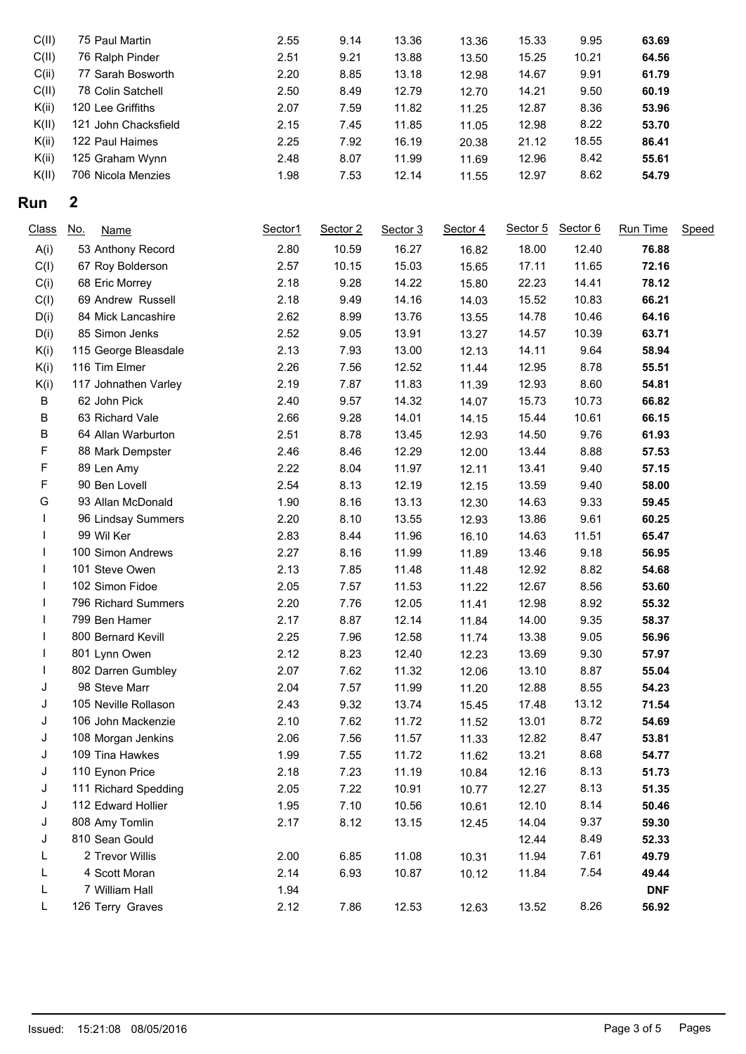| Class | No. | Name | Sector1 | Sector 2 | Sector 3 | Sector 4 | Sector 5 | Sector 6 | Run Time | Speed |
|---|---|---|---|---|---|---|---|---|---|---|
| C(II) | 75 | Paul Martin | 2.55 | 9.14 | 13.36 | 13.36 | 15.33 | 9.95 | **63.69** | |
| C(II) | 76 | Ralph Pinder | 2.51 | 9.21 | 13.88 | 13.50 | 15.25 | 10.21 | **64.56** | |
| C(ii) | 77 | Sarah Bosworth | 2.20 | 8.85 | 13.18 | 12.98 | 14.67 | 9.91 | **61.79** | |
| C(II) | 78 | Colin Satchell | 2.50 | 8.49 | 12.79 | 12.70 | 14.21 | 9.50 | **60.19** | |
| K(ii) | 120 | Lee Griffiths | 2.07 | 7.59 | 11.82 | 11.25 | 12.87 | 8.36 | **53.96** | |
| K(II) | 121 | John Chacksfield | 2.15 | 7.45 | 11.85 | 11.05 | 12.98 | 8.22 | **53.70** | |
| K(ii) | 122 | Paul Haimes | 2.25 | 7.92 | 16.19 | 20.38 | 21.12 | 18.55 | **86.41** | |
| K(ii) | 125 | Graham Wynn | 2.48 | 8.07 | 11.99 | 11.69 | 12.96 | 8.42 | **55.61** | |
| K(II) | 706 | Nicola Menzies | 1.98 | 7.53 | 12.14 | 11.55 | 12.97 | 8.62 | **54.79** | |

## Run 2

| Class | No. | Name | Sector1 | Sector 2 | Sector 3 | Sector 4 | Sector 5 | Sector 6 | Run Time | Speed |
|---|---|---|---|---|---|---|---|---|---|---|
| A(i) | 53 | Anthony Record | 2.80 | 10.59 | 16.27 | 16.82 | 18.00 | 12.40 | **76.88** | |
| C(I) | 67 | Roy Bolderson | 2.57 | 10.15 | 15.03 | 15.65 | 17.11 | 11.65 | **72.16** | |
| C(i) | 68 | Eric Morrey | 2.18 | 9.28 | 14.22 | 15.80 | 22.23 | 14.41 | **78.12** | |
| C(I) | 69 | Andrew Russell | 2.18 | 9.49 | 14.16 | 14.03 | 15.52 | 10.83 | **66.21** | |
| D(i) | 84 | Mick Lancashire | 2.62 | 8.99 | 13.76 | 13.55 | 14.78 | 10.46 | **64.16** | |
| D(i) | 85 | Simon Jenks | 2.52 | 9.05 | 13.91 | 13.27 | 14.57 | 10.39 | **63.71** | |
| K(i) | 115 | George Bleasdale | 2.13 | 7.93 | 13.00 | 12.13 | 14.11 | 9.64 | **58.94** | |
| K(i) | 116 | Tim Elmer | 2.26 | 7.56 | 12.52 | 11.44 | 12.95 | 8.78 | **55.51** | |
| K(i) | 117 | Johnathen Varley | 2.19 | 7.87 | 11.83 | 11.39 | 12.93 | 8.60 | **54.81** | |
| B | 62 | John Pick | 2.40 | 9.57 | 14.32 | 14.07 | 15.73 | 10.73 | **66.82** | |
| B | 63 | Richard Vale | 2.66 | 9.28 | 14.01 | 14.15 | 15.44 | 10.61 | **66.15** | |
| B | 64 | Allan Warburton | 2.51 | 8.78 | 13.45 | 12.93 | 14.50 | 9.76 | **61.93** | |
| F | 88 | Mark Dempster | 2.46 | 8.46 | 12.29 | 12.00 | 13.44 | 8.88 | **57.53** | |
| F | 89 | Len Amy | 2.22 | 8.04 | 11.97 | 12.11 | 13.41 | 9.40 | **57.15** | |
| F | 90 | Ben Lovell | 2.54 | 8.13 | 12.19 | 12.15 | 13.59 | 9.40 | **58.00** | |
| G | 93 | Allan McDonald | 1.90 | 8.16 | 13.13 | 12.30 | 14.63 | 9.33 | **59.45** | |
| I | 96 | Lindsay Summers | 2.20 | 8.10 | 13.55 | 12.93 | 13.86 | 9.61 | **60.25** | |
| I | 99 | Wil Ker | 2.83 | 8.44 | 11.96 | 16.10 | 14.63 | 11.51 | **65.47** | |
| I | 100 | Simon Andrews | 2.27 | 8.16 | 11.99 | 11.89 | 13.46 | 9.18 | **56.95** | |
| I | 101 | Steve Owen | 2.13 | 7.85 | 11.48 | 11.48 | 12.92 | 8.82 | **54.68** | |
| I | 102 | Simon Fidoe | 2.05 | 7.57 | 11.53 | 11.22 | 12.67 | 8.56 | **53.60** | |
| I | 796 | Richard Summers | 2.20 | 7.76 | 12.05 | 11.41 | 12.98 | 8.92 | **55.32** | |
| I | 799 | Ben Hamer | 2.17 | 8.87 | 12.14 | 11.84 | 14.00 | 9.35 | **58.37** | |
| I | 800 | Bernard Kevill | 2.25 | 7.96 | 12.58 | 11.74 | 13.38 | 9.05 | **56.96** | |
| I | 801 | Lynn Owen | 2.12 | 8.23 | 12.40 | 12.23 | 13.69 | 9.30 | **57.97** | |
| I | 802 | Darren Gumbley | 2.07 | 7.62 | 11.32 | 12.06 | 13.10 | 8.87 | **55.04** | |
| J | 98 | Steve Marr | 2.04 | 7.57 | 11.99 | 11.20 | 12.88 | 8.55 | **54.23** | |
| J | 105 | Neville Rollason | 2.43 | 9.32 | 13.74 | 15.45 | 17.48 | 13.12 | **71.54** | |
| J | 106 | John Mackenzie | 2.10 | 7.62 | 11.72 | 11.52 | 13.01 | 8.72 | **54.69** | |
| J | 108 | Morgan Jenkins | 2.06 | 7.56 | 11.57 | 11.33 | 12.82 | 8.47 | **53.81** | |
| J | 109 | Tina Hawkes | 1.99 | 7.55 | 11.72 | 11.62 | 13.21 | 8.68 | **54.77** | |
| J | 110 | Eynon Price | 2.18 | 7.23 | 11.19 | 10.84 | 12.16 | 8.13 | **51.73** | |
| J | 111 | Richard Spedding | 2.05 | 7.22 | 10.91 | 10.77 | 12.27 | 8.13 | **51.35** | |
| J | 112 | Edward Hollier | 1.95 | 7.10 | 10.56 | 10.61 | 12.10 | 8.14 | **50.46** | |
| J | 808 | Amy Tomlin | 2.17 | 8.12 | 13.15 | 12.45 | 14.04 | 9.37 | **59.30** | |
| J | 810 | Sean Gould | | | | | 12.44 | 8.49 | **52.33** | |
| L | 2 | Trevor Willis | 2.00 | 6.85 | 11.08 | 10.31 | 11.94 | 7.61 | **49.79** | |
| L | 4 | Scott Moran | 2.14 | 6.93 | 10.87 | 10.12 | 11.84 | 7.54 | **49.44** | |
| L | 7 | William Hall | 1.94 | | | | | | **DNF** | |
| L | 126 | Terry Graves | 2.12 | 7.86 | 12.53 | 12.63 | 13.52 | 8.26 | **56.92** | |

Issued: 15:21:08 08/05/2016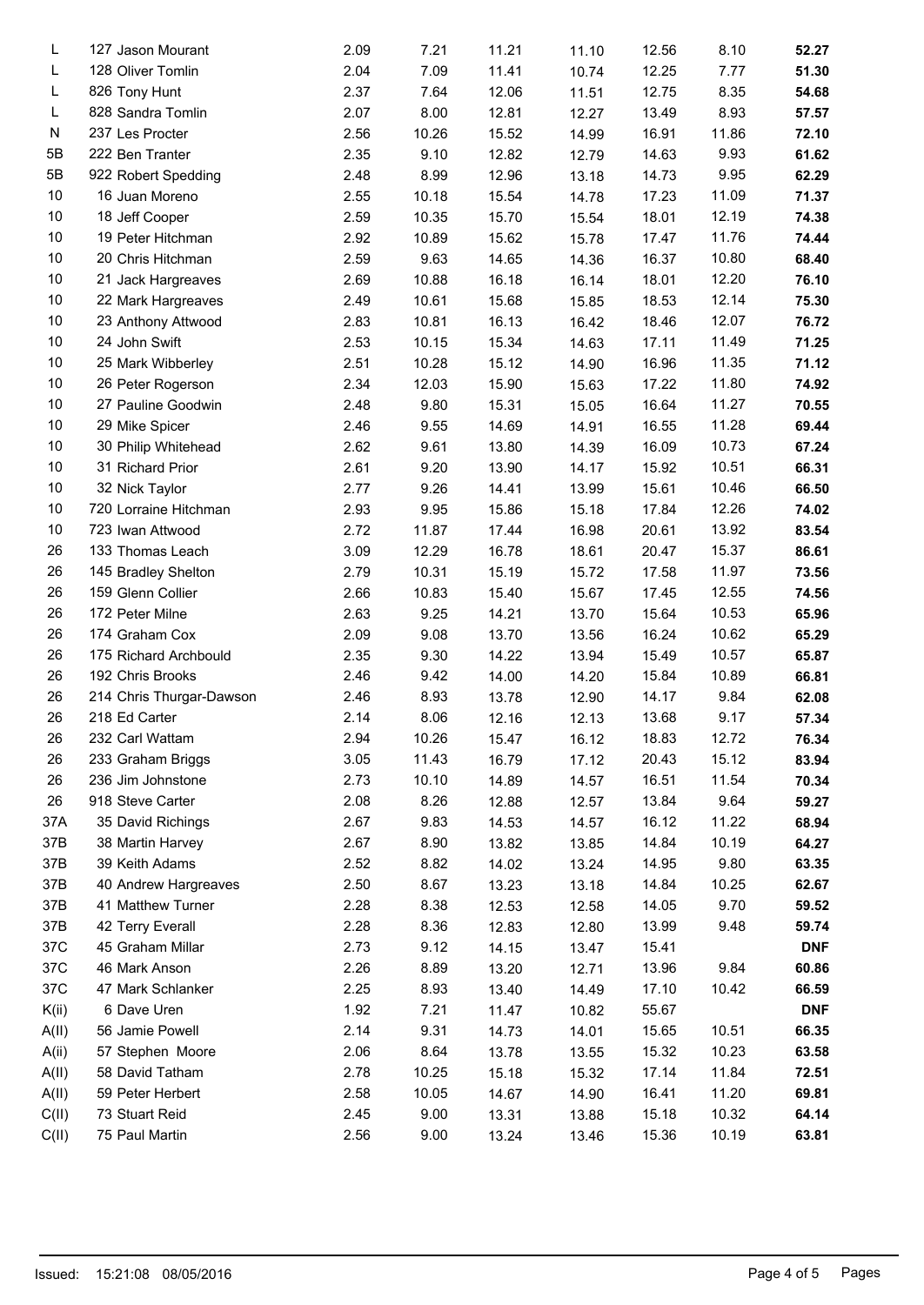| | | | | | | | | |
|---|---|---|---|---|---|---|---|---|
| L | 127 Jason Mourant | 2.09 | 7.21 | 11.21 | 11.10 | 12.56 | 8.10 | **52.27** |
| L | 128 Oliver Tomlin | 2.04 | 7.09 | 11.41 | 10.74 | 12.25 | 7.77 | **51.30** |
| L | 826 Tony Hunt | 2.37 | 7.64 | 12.06 | 11.51 | 12.75 | 8.35 | **54.68** |
| L | 828 Sandra Tomlin | 2.07 | 8.00 | 12.81 | 12.27 | 13.49 | 8.93 | **57.57** |
| N | 237 Les Procter | 2.56 | 10.26 | 15.52 | 14.99 | 16.91 | 11.86 | **72.10** |
| 5B | 222 Ben Tranter | 2.35 | 9.10 | 12.82 | 12.79 | 14.63 | 9.93 | **61.62** |
| 5B | 922 Robert Spedding | 2.48 | 8.99 | 12.96 | 13.18 | 14.73 | 9.95 | **62.29** |
| 10 | 16 Juan Moreno | 2.55 | 10.18 | 15.54 | 14.78 | 17.23 | 11.09 | **71.37** |
| 10 | 18 Jeff Cooper | 2.59 | 10.35 | 15.70 | 15.54 | 18.01 | 12.19 | **74.38** |
| 10 | 19 Peter Hitchman | 2.92 | 10.89 | 15.62 | 15.78 | 17.47 | 11.76 | **74.44** |
| 10 | 20 Chris Hitchman | 2.59 | 9.63 | 14.65 | 14.36 | 16.37 | 10.80 | **68.40** |
| 10 | 21 Jack Hargreaves | 2.69 | 10.88 | 16.18 | 16.14 | 18.01 | 12.20 | **76.10** |
| 10 | 22 Mark Hargreaves | 2.49 | 10.61 | 15.68 | 15.85 | 18.53 | 12.14 | **75.30** |
| 10 | 23 Anthony Attwood | 2.83 | 10.81 | 16.13 | 16.42 | 18.46 | 12.07 | **76.72** |
| 10 | 24 John Swift | 2.53 | 10.15 | 15.34 | 14.63 | 17.11 | 11.49 | **71.25** |
| 10 | 25 Mark Wibberley | 2.51 | 10.28 | 15.12 | 14.90 | 16.96 | 11.35 | **71.12** |
| 10 | 26 Peter Rogerson | 2.34 | 12.03 | 15.90 | 15.63 | 17.22 | 11.80 | **74.92** |
| 10 | 27 Pauline Goodwin | 2.48 | 9.80 | 15.31 | 15.05 | 16.64 | 11.27 | **70.55** |
| 10 | 29 Mike Spicer | 2.46 | 9.55 | 14.69 | 14.91 | 16.55 | 11.28 | **69.44** |
| 10 | 30 Philip Whitehead | 2.62 | 9.61 | 13.80 | 14.39 | 16.09 | 10.73 | **67.24** |
| 10 | 31 Richard Prior | 2.61 | 9.20 | 13.90 | 14.17 | 15.92 | 10.51 | **66.31** |
| 10 | 32 Nick Taylor | 2.77 | 9.26 | 14.41 | 13.99 | 15.61 | 10.46 | **66.50** |
| 10 | 720 Lorraine Hitchman | 2.93 | 9.95 | 15.86 | 15.18 | 17.84 | 12.26 | **74.02** |
| 10 | 723 Iwan Attwood | 2.72 | 11.87 | 17.44 | 16.98 | 20.61 | 13.92 | **83.54** |
| 26 | 133 Thomas Leach | 3.09 | 12.29 | 16.78 | 18.61 | 20.47 | 15.37 | **86.61** |
| 26 | 145 Bradley Shelton | 2.79 | 10.31 | 15.19 | 15.72 | 17.58 | 11.97 | **73.56** |
| 26 | 159 Glenn Collier | 2.66 | 10.83 | 15.40 | 15.67 | 17.45 | 12.55 | **74.56** |
| 26 | 172 Peter Milne | 2.63 | 9.25 | 14.21 | 13.70 | 15.64 | 10.53 | **65.96** |
| 26 | 174 Graham Cox | 2.09 | 9.08 | 13.70 | 13.56 | 16.24 | 10.62 | **65.29** |
| 26 | 175 Richard Archbould | 2.35 | 9.30 | 14.22 | 13.94 | 15.49 | 10.57 | **65.87** |
| 26 | 192 Chris Brooks | 2.46 | 9.42 | 14.00 | 14.20 | 15.84 | 10.89 | **66.81** |
| 26 | 214 Chris Thurgar-Dawson | 2.46 | 8.93 | 13.78 | 12.90 | 14.17 | 9.84 | **62.08** |
| 26 | 218 Ed Carter | 2.14 | 8.06 | 12.16 | 12.13 | 13.68 | 9.17 | **57.34** |
| 26 | 232 Carl Wattam | 2.94 | 10.26 | 15.47 | 16.12 | 18.83 | 12.72 | **76.34** |
| 26 | 233 Graham Briggs | 3.05 | 11.43 | 16.79 | 17.12 | 20.43 | 15.12 | **83.94** |
| 26 | 236 Jim Johnstone | 2.73 | 10.10 | 14.89 | 14.57 | 16.51 | 11.54 | **70.34** |
| 26 | 918 Steve Carter | 2.08 | 8.26 | 12.88 | 12.57 | 13.84 | 9.64 | **59.27** |
| 37A | 35 David Richings | 2.67 | 9.83 | 14.53 | 14.57 | 16.12 | 11.22 | **68.94** |
| 37B | 38 Martin Harvey | 2.67 | 8.90 | 13.82 | 13.85 | 14.84 | 10.19 | **64.27** |
| 37B | 39 Keith Adams | 2.52 | 8.82 | 14.02 | 13.24 | 14.95 | 9.80 | **63.35** |
| 37B | 40 Andrew Hargreaves | 2.50 | 8.67 | 13.23 | 13.18 | 14.84 | 10.25 | **62.67** |
| 37B | 41 Matthew Turner | 2.28 | 8.38 | 12.53 | 12.58 | 14.05 | 9.70 | **59.52** |
| 37B | 42 Terry Everall | 2.28 | 8.36 | 12.83 | 12.80 | 13.99 | 9.48 | **59.74** |
| 37C | 45 Graham Millar | 2.73 | 9.12 | 14.15 | 13.47 | 15.41 | | **DNF** |
| 37C | 46 Mark Anson | 2.26 | 8.89 | 13.20 | 12.71 | 13.96 | 9.84 | **60.86** |
| 37C | 47 Mark Schlanker | 2.25 | 8.93 | 13.40 | 14.49 | 17.10 | 10.42 | **66.59** |
| K(ii) | 6 Dave Uren | 1.92 | 7.21 | 11.47 | 10.82 | 55.67 | | **DNF** |
| A(II) | 56 Jamie Powell | 2.14 | 9.31 | 14.73 | 14.01 | 15.65 | 10.51 | **66.35** |
| A(ii) | 57 Stephen Moore | 2.06 | 8.64 | 13.78 | 13.55 | 15.32 | 10.23 | **63.58** |
| A(II) | 58 David Tatham | 2.78 | 10.25 | 15.18 | 15.32 | 17.14 | 11.84 | **72.51** |
| A(II) | 59 Peter Herbert | 2.58 | 10.05 | 14.67 | 14.90 | 16.41 | 11.20 | **69.81** |
| C(II) | 73 Stuart Reid | 2.45 | 9.00 | 13.31 | 13.88 | 15.18 | 10.32 | **64.14** |
| C(II) | 75 Paul Martin | 2.56 | 9.00 | 13.24 | 13.46 | 15.36 | 10.19 | **63.81** |

Issued: 15:21:08 08/05/2016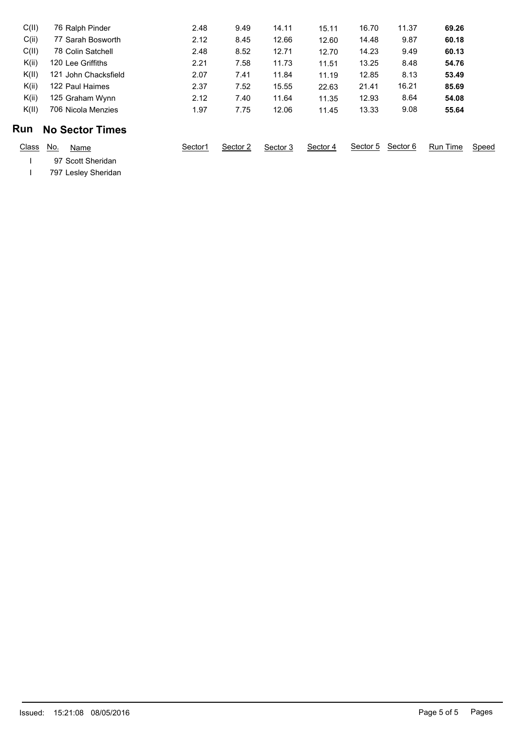| | | | | | | | | | | |
|---|---|---|---|---|---|---|---|---|---|---|
| C(II) | 76 | Ralph Pinder | 2.48 | 9.49 | 14.11 | 15.11 | 16.70 | 11.37 | **69.26** | |
| C(ii) | 77 | Sarah Bosworth | 2.12 | 8.45 | 12.66 | 12.60 | 14.48 | 9.87 | **60.18** | |
| C(II) | 78 | Colin Satchell | 2.48 | 8.52 | 12.71 | 12.70 | 14.23 | 9.49 | **60.13** | |
| K(ii) | 120 | Lee Griffiths | 2.21 | 7.58 | 11.73 | 11.51 | 13.25 | 8.48 | **54.76** | |
| K(II) | 121 | John Chacksfield | 2.07 | 7.41 | 11.84 | 11.19 | 12.85 | 8.13 | **53.49** | |
| K(ii) | 122 | Paul Haimes | 2.37 | 7.52 | 15.55 | 22.63 | 21.41 | 16.21 | **85.69** | |
| K(ii) | 125 | Graham Wynn | 2.12 | 7.40 | 11.64 | 11.35 | 12.93 | 8.64 | **54.08** | |
| K(II) | 706 | Nicola Menzies | 1.97 | 7.75 | 12.06 | 11.45 | 13.33 | 9.08 | **55.64** | |

## Run No Sector Times

| Class | No. | Name | Sector1 | Sector 2 | Sector 3 | Sector 4 | Sector 5 | Sector 6 | Run Time | Speed |
|---|---|---|---|---|---|---|---|---|---|---|
| I | 97 | Scott Sheridan | | | | | | | | |
| I | 797 | Lesley Sheridan | | | | | | | | |

Issued: 15:21:08 08/05/2016